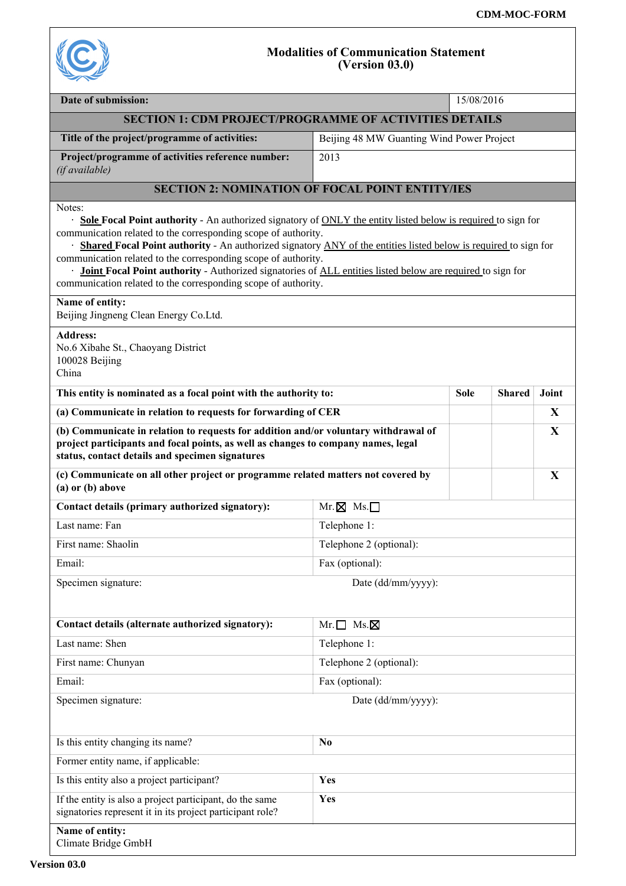CDM-MOC-FORM

# Modalities of Communication Statement (Version 03.0)

| **Date of submission:** | 15/08/2016 |
|---|---|

## SECTION 1: CDM PROJECT/PROGRAMME OF ACTIVITIES DETAILS

| | |
|---|---|
| **Title of the project/programme of activities:** | Beijing 48 MW Guanting Wind Power Project |
| **Project/programme of activities reference number:** *(if available)* | 2013 |

## SECTION 2: NOMINATION OF FOCAL POINT ENTITY/IES

Notes:

- **Sole Focal Point authority** - An authorized signatory of ONLY the entity listed below is required to sign for communication related to the corresponding scope of authority.
- **Shared Focal Point authority** - An authorized signatory ANY of the entities listed below is required to sign for communication related to the corresponding scope of authority.
- **Joint Focal Point authority** - Authorized signatories of ALL entities listed below are required to sign for communication related to the corresponding scope of authority.

**Name of entity:**
Beijing Jingneng Clean Energy Co.Ltd.

**Address:**
No.6 Xibahe St., Chaoyang District
100028 Beijing
China

| **This entity is nominated as a focal point with the authority to:** | **Sole** | **Shared** | **Joint** |
|---|---|---|---|
| **(a) Communicate in relation to requests for forwarding of CER** | | | **X** |
| **(b) Communicate in relation to requests for addition and/or voluntary withdrawal of project participants and focal points, as well as changes to company names, legal status, contact details and specimen signatures** | | | **X** |
| **(c) Communicate on all other project or programme related matters not covered by (a) or (b) above** | | | **X** |

| **Contact details (primary authorized signatory):** | Mr. ☒ Ms. ☐ |
|---|---|
| Last name: Fan | Telephone 1: |
| First name: Shaolin | Telephone 2 (optional): |
| Email: | Fax (optional): |
| Specimen signature: | Date (dd/mm/yyyy): |

| **Contact details (alternate authorized signatory):** | Mr. ☐ Ms. ☒ |
|---|---|
| Last name: Shen | Telephone 1: |
| First name: Chunyan | Telephone 2 (optional): |
| Email: | Fax (optional): |
| Specimen signature: | Date (dd/mm/yyyy): |

| | |
|---|---|
| Is this entity changing its name? | **No** |
| Former entity name, if applicable: | |
| Is this entity also a project participant? | **Yes** |
| If the entity is also a project participant, do the same signatories represent it in its project participant role? | **Yes** |

**Name of entity:**
Climate Bridge GmbH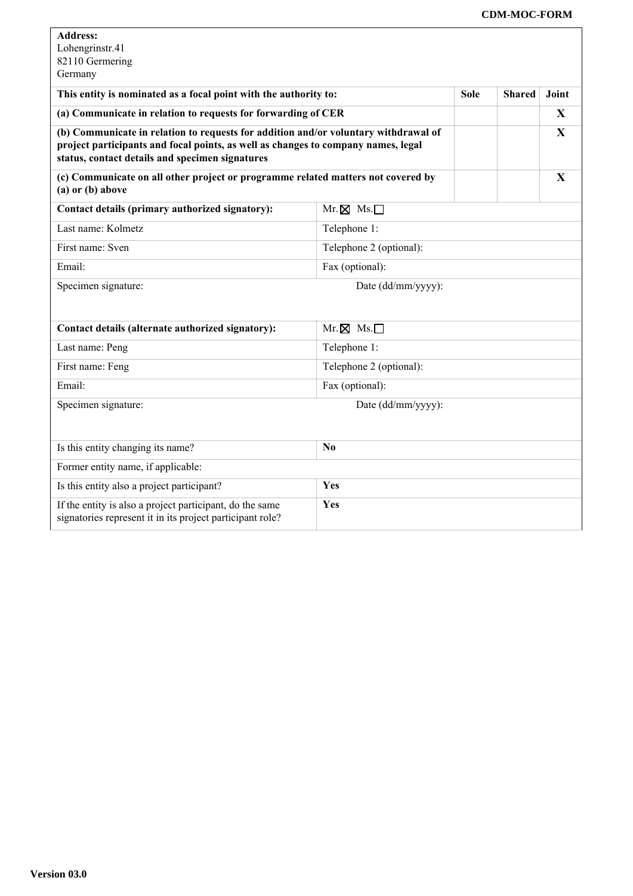| | | | | |
|---|---|---|---|---|
| **Address:**<br>Lohengrinstr.41<br>82110 Germering<br>Germany | | | | |
| **This entity is nominated as a focal point with the authority to:** | | **Sole** | **Shared** | **Joint** |
| **(a) Communicate in relation to requests for forwarding of CER** | | | | **X** |
| **(b) Communicate in relation to requests for addition and/or voluntary withdrawal of project participants and focal points, as well as changes to company names, legal status, contact details and specimen signatures** | | | | **X** |
| **(c) Communicate on all other project or programme related matters not covered by (a) or (b) above** | | | | **X** |
| **Contact details (primary authorized signatory):** | Mr. ☒ Ms. ☐ | | | |
| Last name: Kolmetz | Telephone 1: | | | |
| First name: Sven | Telephone 2 (optional): | | | |
| Email: | Fax (optional): | | | |
| Specimen signature: | Date (dd/mm/yyyy): | | | |
| **Contact details (alternate authorized signatory):** | Mr. ☒ Ms. ☐ | | | |
| Last name: Peng | Telephone 1: | | | |
| First name: Feng | Telephone 2 (optional): | | | |
| Email: | Fax (optional): | | | |
| Specimen signature: | Date (dd/mm/yyyy): | | | |
| Is this entity changing its name? | **No** | | | |
| Former entity name, if applicable: | | | | |
| Is this entity also a project participant? | **Yes** | | | |
| If the entity is also a project participant, do the same signatories represent it in its project participant role? | **Yes** | | | |